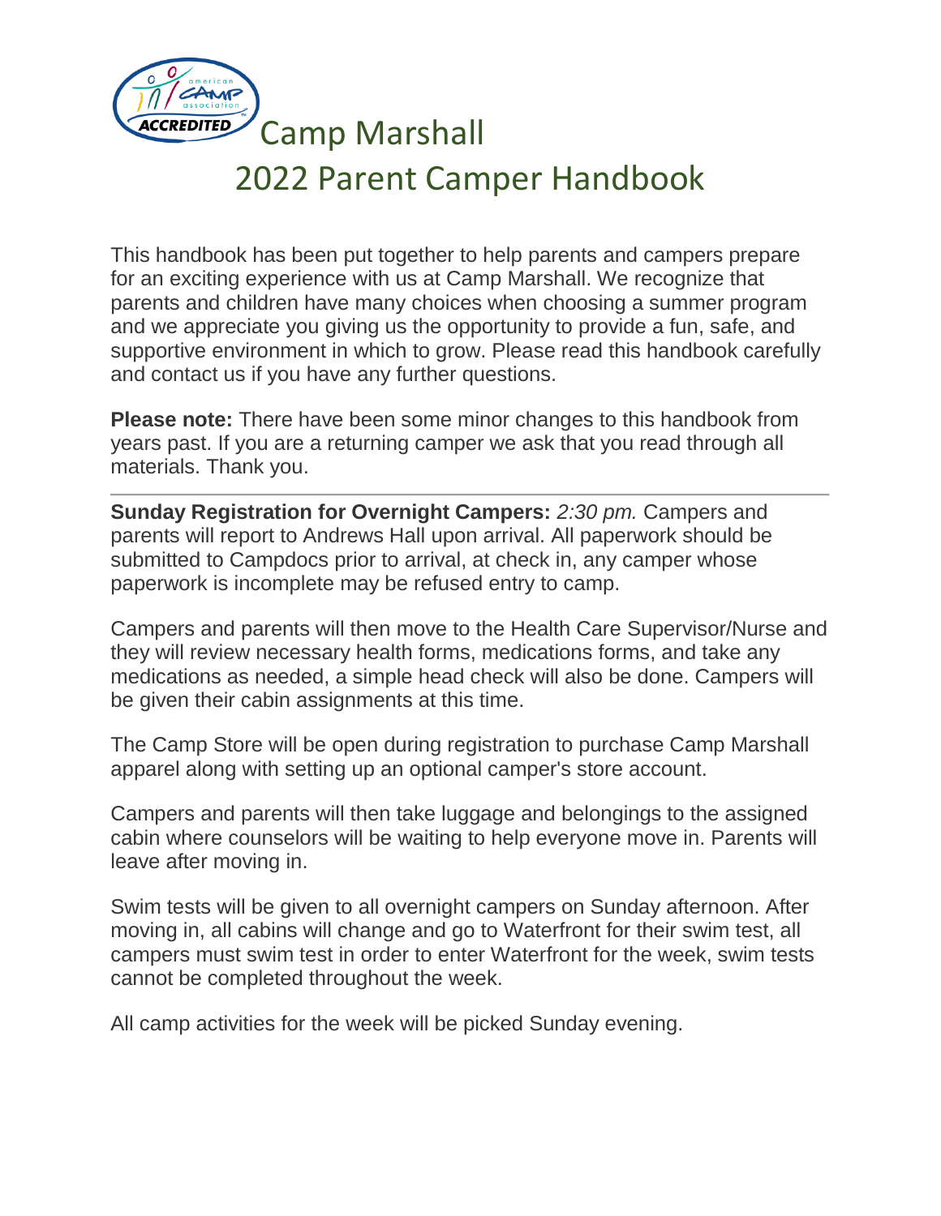# Camp Marshall
# 2022 Parent Camper Handbook

This handbook has been put together to help parents and campers prepare for an exciting experience with us at Camp Marshall. We recognize that parents and children have many choices when choosing a summer program and we appreciate you giving us the opportunity to provide a fun, safe, and supportive environment in which to grow. Please read this handbook carefully and contact us if you have any further questions.

**Please note:** There have been some minor changes to this handbook from years past. If you are a returning camper we ask that you read through all materials. Thank you.

---

**Sunday Registration for Overnight Campers:** *2:30 pm.* Campers and parents will report to Andrews Hall upon arrival. All paperwork should be submitted to Campdocs prior to arrival, at check in, any camper whose paperwork is incomplete may be refused entry to camp.

Campers and parents will then move to the Health Care Supervisor/Nurse and they will review necessary health forms, medications forms, and take any medications as needed, a simple head check will also be done. Campers will be given their cabin assignments at this time.

The Camp Store will be open during registration to purchase Camp Marshall apparel along with setting up an optional camper's store account.

Campers and parents will then take luggage and belongings to the assigned cabin where counselors will be waiting to help everyone move in. Parents will leave after moving in.

Swim tests will be given to all overnight campers on Sunday afternoon. After moving in, all cabins will change and go to Waterfront for their swim test, all campers must swim test in order to enter Waterfront for the week, swim tests cannot be completed throughout the week.

All camp activities for the week will be picked Sunday evening.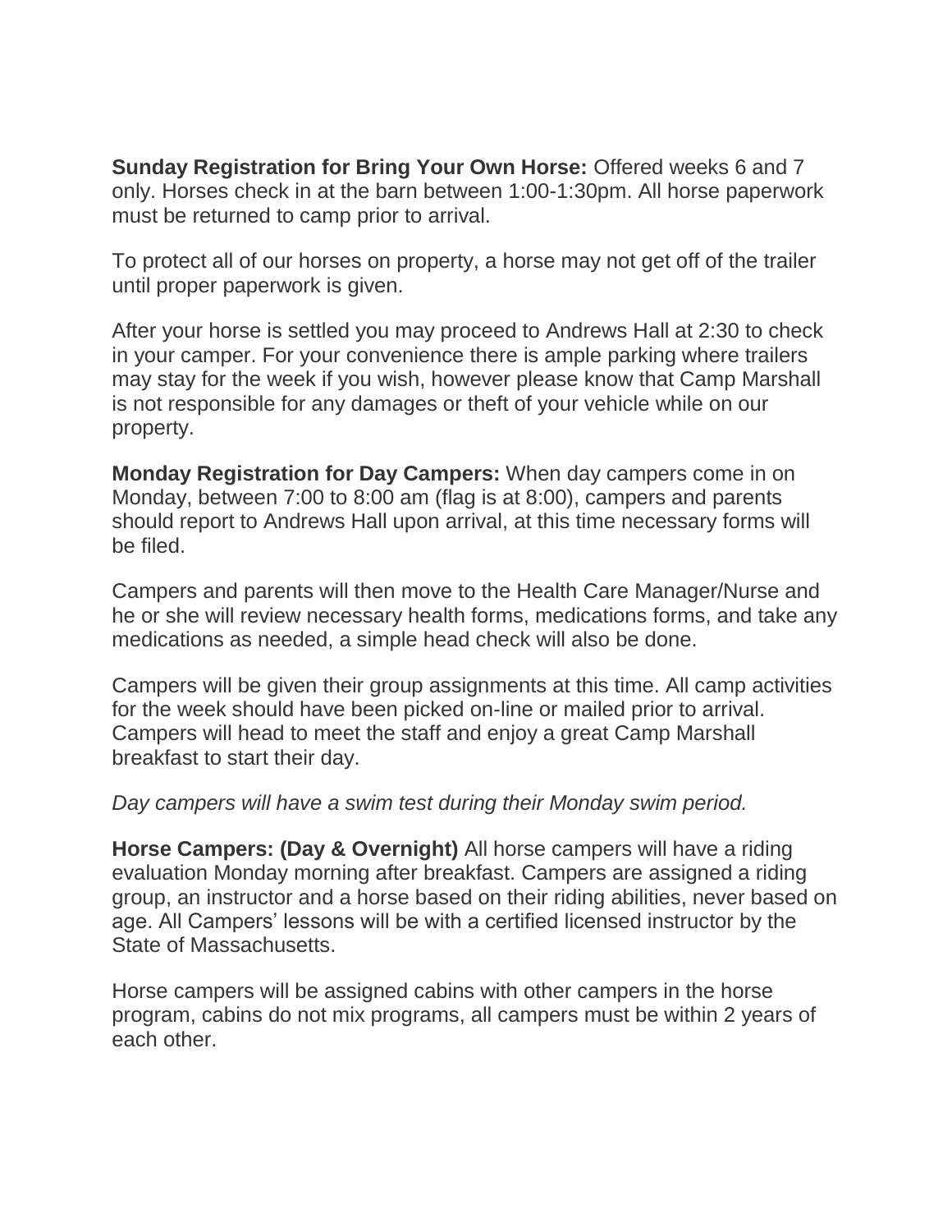**Sunday Registration for Bring Your Own Horse:** Offered weeks 6 and 7 only. Horses check in at the barn between 1:00-1:30pm. All horse paperwork must be returned to camp prior to arrival.

To protect all of our horses on property, a horse may not get off of the trailer until proper paperwork is given.

After your horse is settled you may proceed to Andrews Hall at 2:30 to check in your camper. For your convenience there is ample parking where trailers may stay for the week if you wish, however please know that Camp Marshall is not responsible for any damages or theft of your vehicle while on our property.

**Monday Registration for Day Campers:** When day campers come in on Monday, between 7:00 to 8:00 am (flag is at 8:00), campers and parents should report to Andrews Hall upon arrival, at this time necessary forms will be filed.

Campers and parents will then move to the Health Care Manager/Nurse and he or she will review necessary health forms, medications forms, and take any medications as needed, a simple head check will also be done.

Campers will be given their group assignments at this time. All camp activities for the week should have been picked on-line or mailed prior to arrival. Campers will head to meet the staff and enjoy a great Camp Marshall breakfast to start their day.

*Day campers will have a swim test during their Monday swim period.*

**Horse Campers: (Day & Overnight)** All horse campers will have a riding evaluation Monday morning after breakfast. Campers are assigned a riding group, an instructor and a horse based on their riding abilities, never based on age. All Campers' lessons will be with a certified licensed instructor by the State of Massachusetts.

Horse campers will be assigned cabins with other campers in the horse program, cabins do not mix programs, all campers must be within 2 years of each other.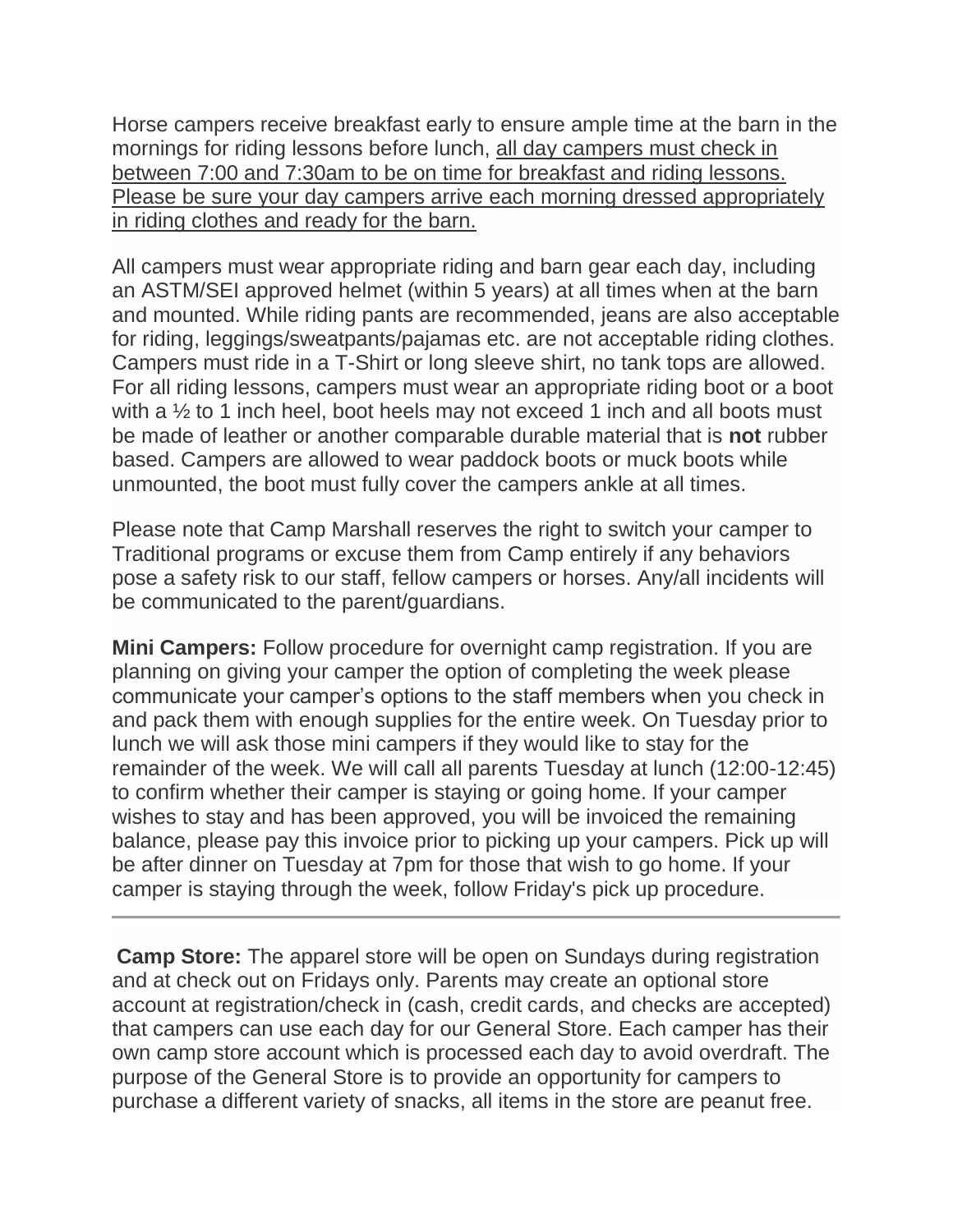Horse campers receive breakfast early to ensure ample time at the barn in the mornings for riding lessons before lunch, <u>all day campers must check in between 7:00 and 7:30am to be on time for breakfast and riding lessons. Please be sure your day campers arrive each morning dressed appropriately in riding clothes and ready for the barn.</u>

All campers must wear appropriate riding and barn gear each day, including an ASTM/SEI approved helmet (within 5 years) at all times when at the barn and mounted. While riding pants are recommended, jeans are also acceptable for riding, leggings/sweatpants/pajamas etc. are not acceptable riding clothes. Campers must ride in a T-Shirt or long sleeve shirt, no tank tops are allowed. For all riding lessons, campers must wear an appropriate riding boot or a boot with a ½ to 1 inch heel, boot heels may not exceed 1 inch and all boots must be made of leather or another comparable durable material that is **not** rubber based. Campers are allowed to wear paddock boots or muck boots while unmounted, the boot must fully cover the campers ankle at all times.

Please note that Camp Marshall reserves the right to switch your camper to Traditional programs or excuse them from Camp entirely if any behaviors pose a safety risk to our staff, fellow campers or horses. Any/all incidents will be communicated to the parent/guardians.

**Mini Campers:** Follow procedure for overnight camp registration. If you are planning on giving your camper the option of completing the week please communicate your camper's options to the staff members when you check in and pack them with enough supplies for the entire week. On Tuesday prior to lunch we will ask those mini campers if they would like to stay for the remainder of the week. We will call all parents Tuesday at lunch (12:00-12:45) to confirm whether their camper is staying or going home. If your camper wishes to stay and has been approved, you will be invoiced the remaining balance, please pay this invoice prior to picking up your campers. Pick up will be after dinner on Tuesday at 7pm for those that wish to go home. If your camper is staying through the week, follow Friday's pick up procedure.

---

**Camp Store:** The apparel store will be open on Sundays during registration and at check out on Fridays only. Parents may create an optional store account at registration/check in (cash, credit cards, and checks are accepted) that campers can use each day for our General Store. Each camper has their own camp store account which is processed each day to avoid overdraft. The purpose of the General Store is to provide an opportunity for campers to purchase a different variety of snacks, all items in the store are peanut free.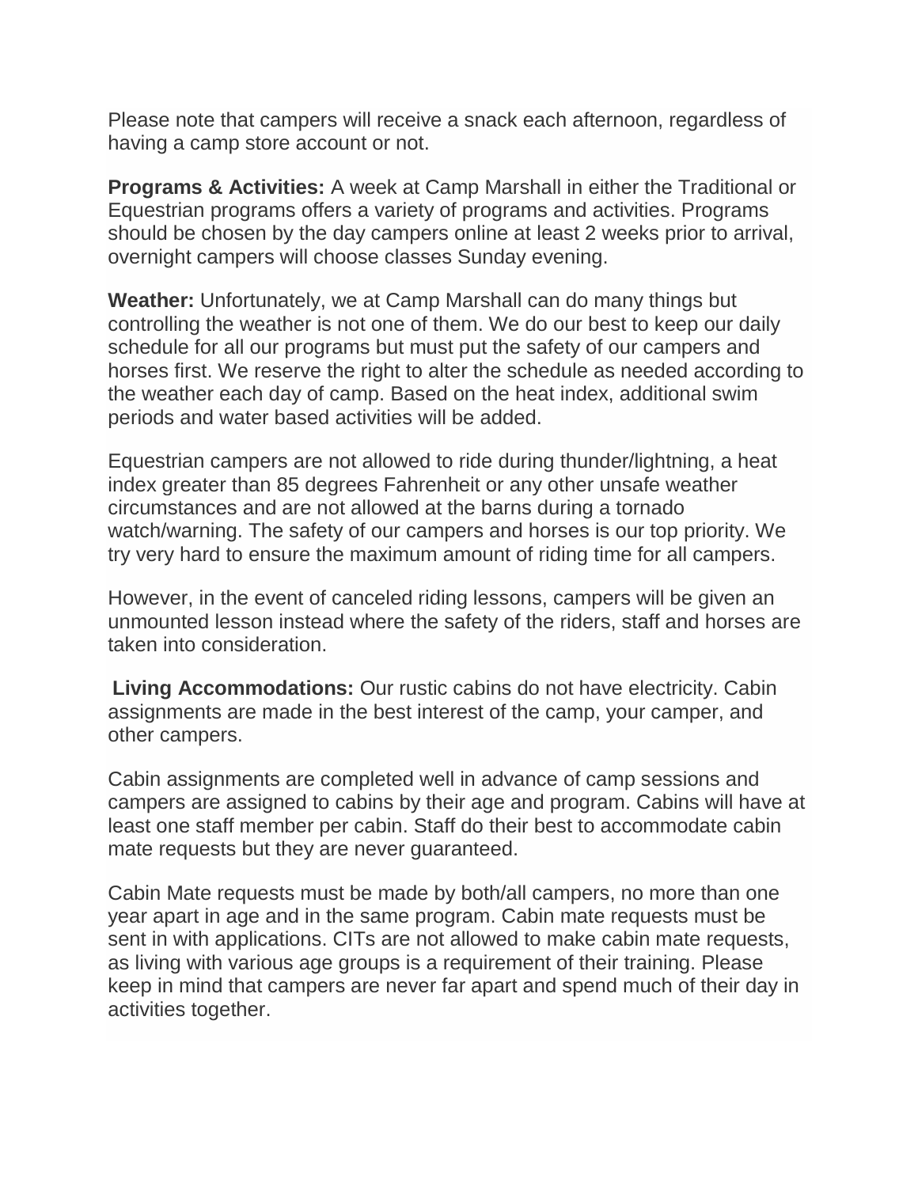Please note that campers will receive a snack each afternoon, regardless of having a camp store account or not.

**Programs & Activities:** A week at Camp Marshall in either the Traditional or Equestrian programs offers a variety of programs and activities. Programs should be chosen by the day campers online at least 2 weeks prior to arrival, overnight campers will choose classes Sunday evening.

**Weather:** Unfortunately, we at Camp Marshall can do many things but controlling the weather is not one of them. We do our best to keep our daily schedule for all our programs but must put the safety of our campers and horses first. We reserve the right to alter the schedule as needed according to the weather each day of camp. Based on the heat index, additional swim periods and water based activities will be added.

Equestrian campers are not allowed to ride during thunder/lightning, a heat index greater than 85 degrees Fahrenheit or any other unsafe weather circumstances and are not allowed at the barns during a tornado watch/warning. The safety of our campers and horses is our top priority. We try very hard to ensure the maximum amount of riding time for all campers.

However, in the event of canceled riding lessons, campers will be given an unmounted lesson instead where the safety of the riders, staff and horses are taken into consideration.

**Living Accommodations:** Our rustic cabins do not have electricity. Cabin assignments are made in the best interest of the camp, your camper, and other campers.

Cabin assignments are completed well in advance of camp sessions and campers are assigned to cabins by their age and program. Cabins will have at least one staff member per cabin. Staff do their best to accommodate cabin mate requests but they are never guaranteed.

Cabin Mate requests must be made by both/all campers, no more than one year apart in age and in the same program. Cabin mate requests must be sent in with applications. CITs are not allowed to make cabin mate requests, as living with various age groups is a requirement of their training. Please keep in mind that campers are never far apart and spend much of their day in activities together.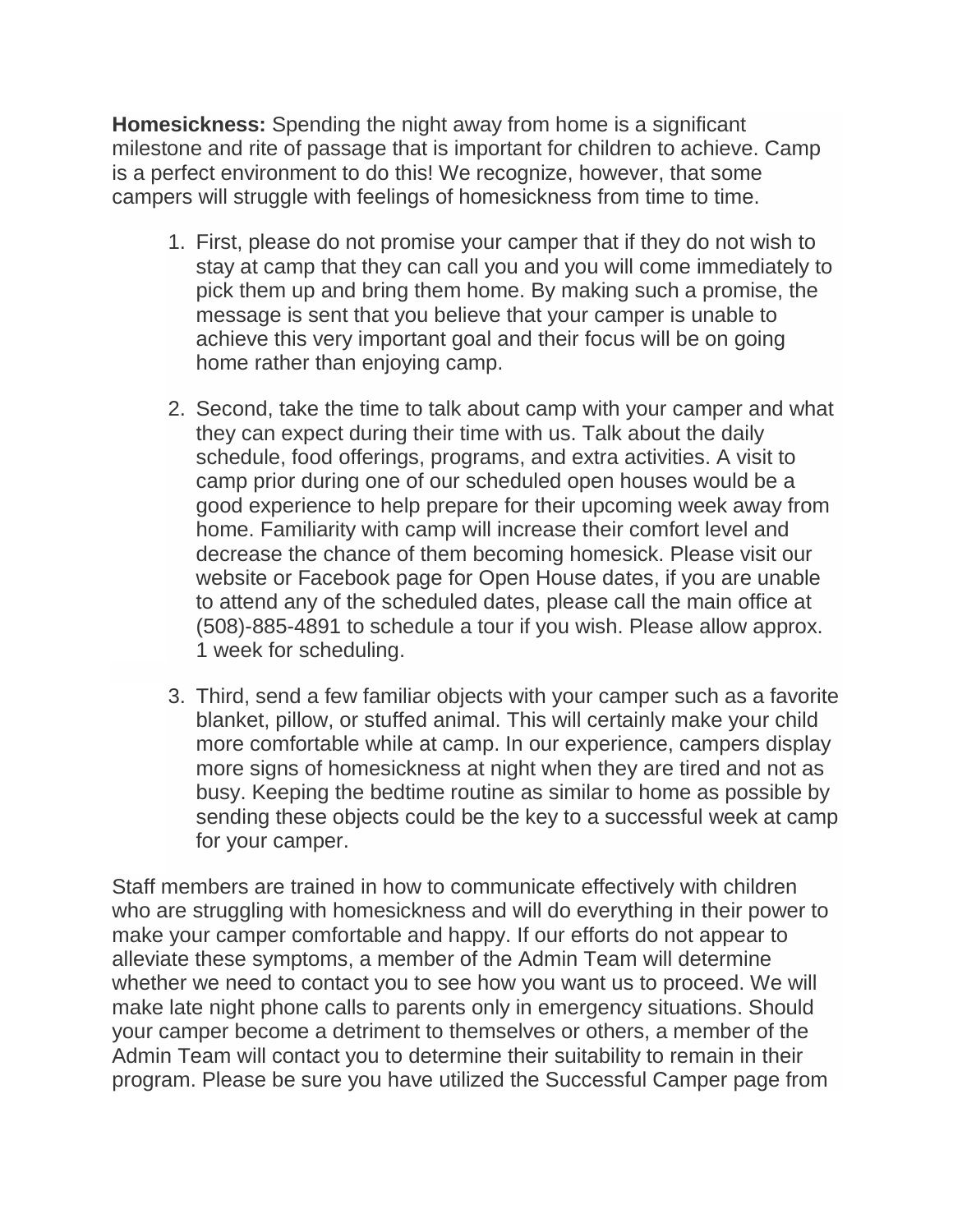**Homesickness:** Spending the night away from home is a significant milestone and rite of passage that is important for children to achieve. Camp is a perfect environment to do this! We recognize, however, that some campers will struggle with feelings of homesickness from time to time.

1. First, please do not promise your camper that if they do not wish to stay at camp that they can call you and you will come immediately to pick them up and bring them home. By making such a promise, the message is sent that you believe that your camper is unable to achieve this very important goal and their focus will be on going home rather than enjoying camp.

2. Second, take the time to talk about camp with your camper and what they can expect during their time with us. Talk about the daily schedule, food offerings, programs, and extra activities. A visit to camp prior during one of our scheduled open houses would be a good experience to help prepare for their upcoming week away from home. Familiarity with camp will increase their comfort level and decrease the chance of them becoming homesick. Please visit our website or Facebook page for Open House dates, if you are unable to attend any of the scheduled dates, please call the main office at (508)-885-4891 to schedule a tour if you wish. Please allow approx. 1 week for scheduling.

3. Third, send a few familiar objects with your camper such as a favorite blanket, pillow, or stuffed animal. This will certainly make your child more comfortable while at camp. In our experience, campers display more signs of homesickness at night when they are tired and not as busy. Keeping the bedtime routine as similar to home as possible by sending these objects could be the key to a successful week at camp for your camper.

Staff members are trained in how to communicate effectively with children who are struggling with homesickness and will do everything in their power to make your camper comfortable and happy. If our efforts do not appear to alleviate these symptoms, a member of the Admin Team will determine whether we need to contact you to see how you want us to proceed. We will make late night phone calls to parents only in emergency situations. Should your camper become a detriment to themselves or others, a member of the Admin Team will contact you to determine their suitability to remain in their program. Please be sure you have utilized the Successful Camper page from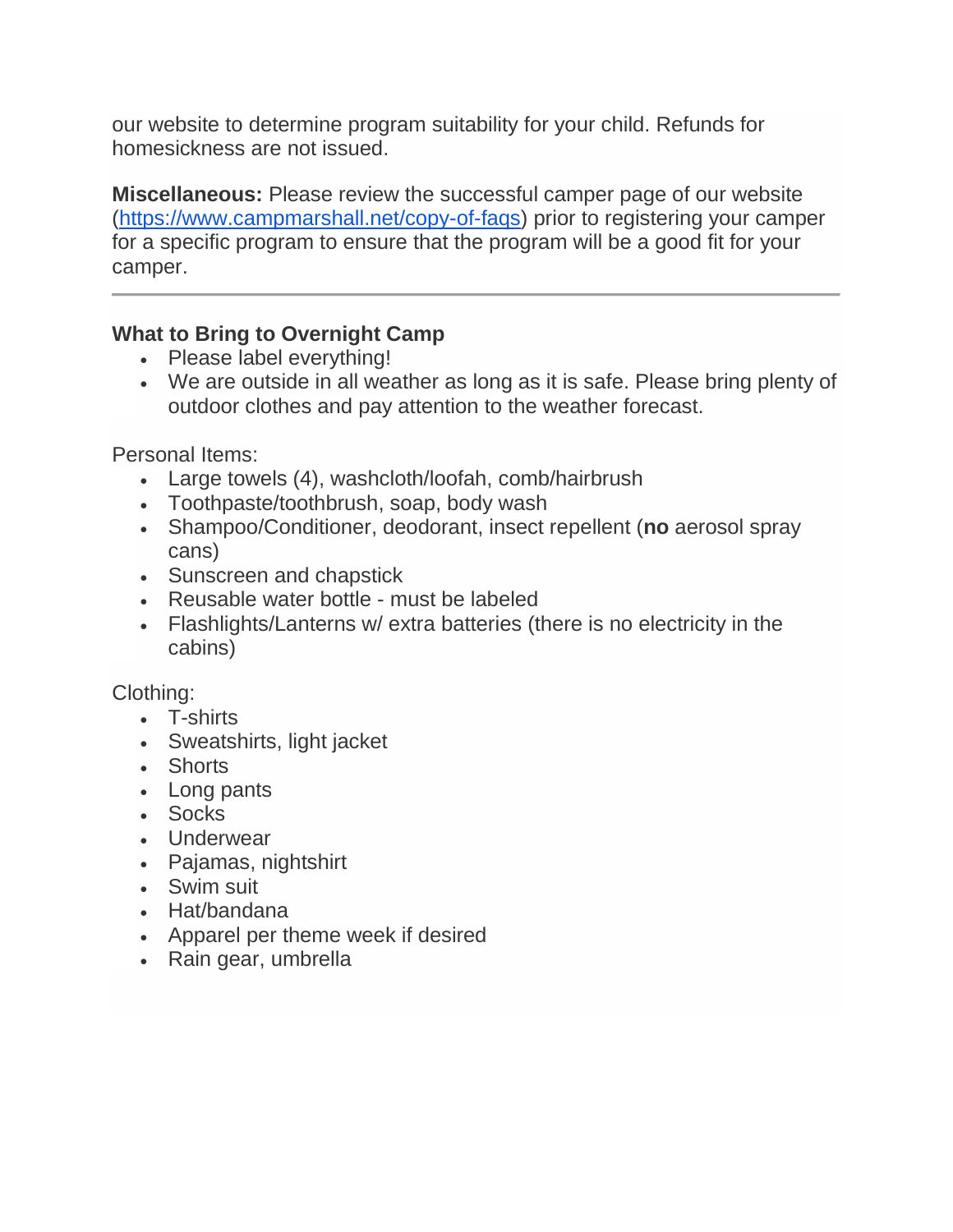our website to determine program suitability for your child. Refunds for homesickness are not issued.

**Miscellaneous:** Please review the successful camper page of our website ([https://www.campmarshall.net/copy-of-faqs](https://www.campmarshall.net/copy-of-faqs)) prior to registering your camper for a specific program to ensure that the program will be a good fit for your camper.

---

**What to Bring to Overnight Camp**

- Please label everything!
- We are outside in all weather as long as it is safe. Please bring plenty of outdoor clothes and pay attention to the weather forecast.

Personal Items:

- Large towels (4), washcloth/loofah, comb/hairbrush
- Toothpaste/toothbrush, soap, body wash
- Shampoo/Conditioner, deodorant, insect repellent (**no** aerosol spray cans)
- Sunscreen and chapstick
- Reusable water bottle - must be labeled
- Flashlights/Lanterns w/ extra batteries (there is no electricity in the cabins)

Clothing:

- T-shirts
- Sweatshirts, light jacket
- Shorts
- Long pants
- Socks
- Underwear
- Pajamas, nightshirt
- Swim suit
- Hat/bandana
- Apparel per theme week if desired
- Rain gear, umbrella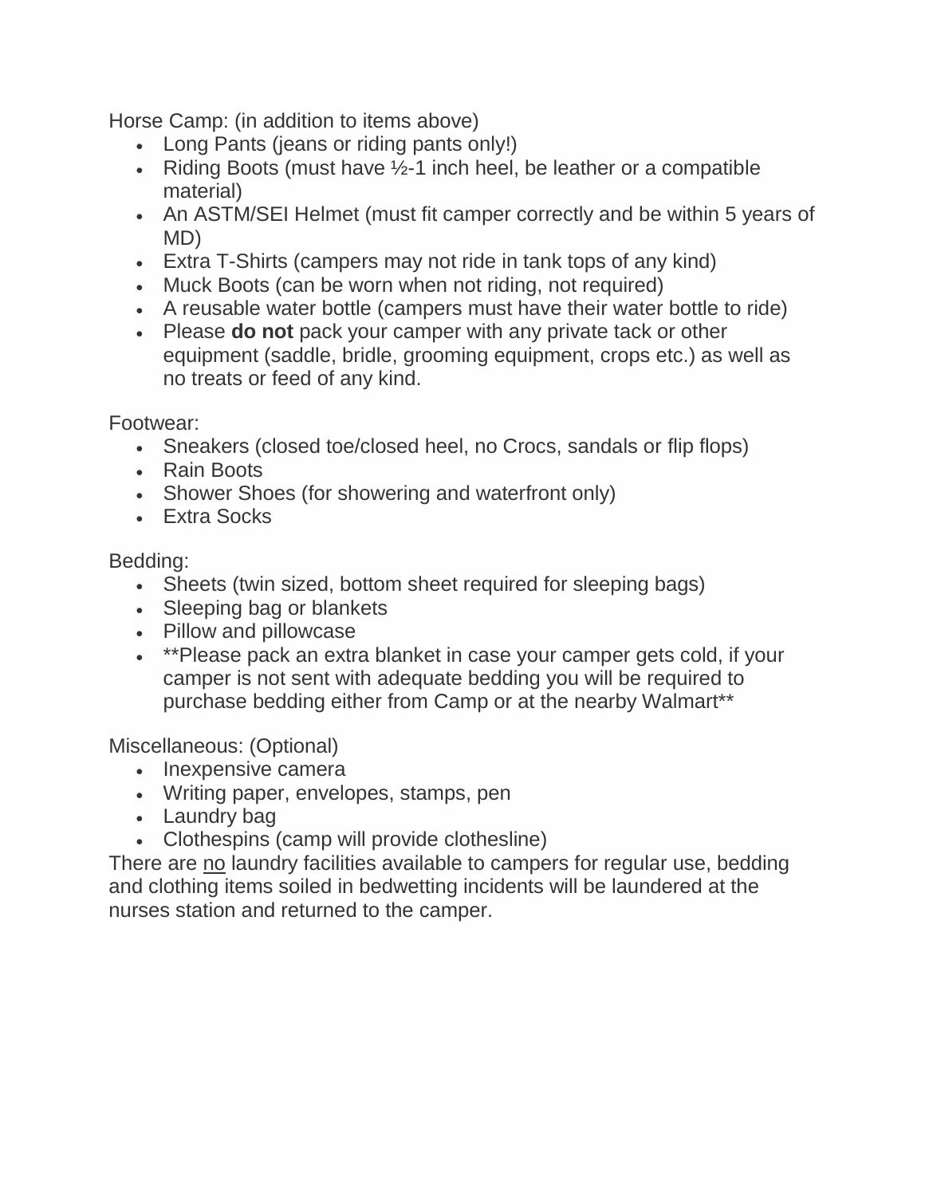Horse Camp: (in addition to items above)

- Long Pants (jeans or riding pants only!)
- Riding Boots (must have ½-1 inch heel, be leather or a compatible material)
- An ASTM/SEI Helmet (must fit camper correctly and be within 5 years of MD)
- Extra T-Shirts (campers may not ride in tank tops of any kind)
- Muck Boots (can be worn when not riding, not required)
- A reusable water bottle (campers must have their water bottle to ride)
- Please **do not** pack your camper with any private tack or other equipment (saddle, bridle, grooming equipment, crops etc.) as well as no treats or feed of any kind.

Footwear:

- Sneakers (closed toe/closed heel, no Crocs, sandals or flip flops)
- Rain Boots
- Shower Shoes (for showering and waterfront only)
- Extra Socks

Bedding:

- Sheets (twin sized, bottom sheet required for sleeping bags)
- Sleeping bag or blankets
- Pillow and pillowcase
- **Please pack an extra blanket in case your camper gets cold, if your camper is not sent with adequate bedding you will be required to purchase bedding either from Camp or at the nearby Walmart**

Miscellaneous: (Optional)

- Inexpensive camera
- Writing paper, envelopes, stamps, pen
- Laundry bag
- Clothespins (camp will provide clothesline)

There are <u>no</u> laundry facilities available to campers for regular use, bedding and clothing items soiled in bedwetting incidents will be laundered at the nurses station and returned to the camper.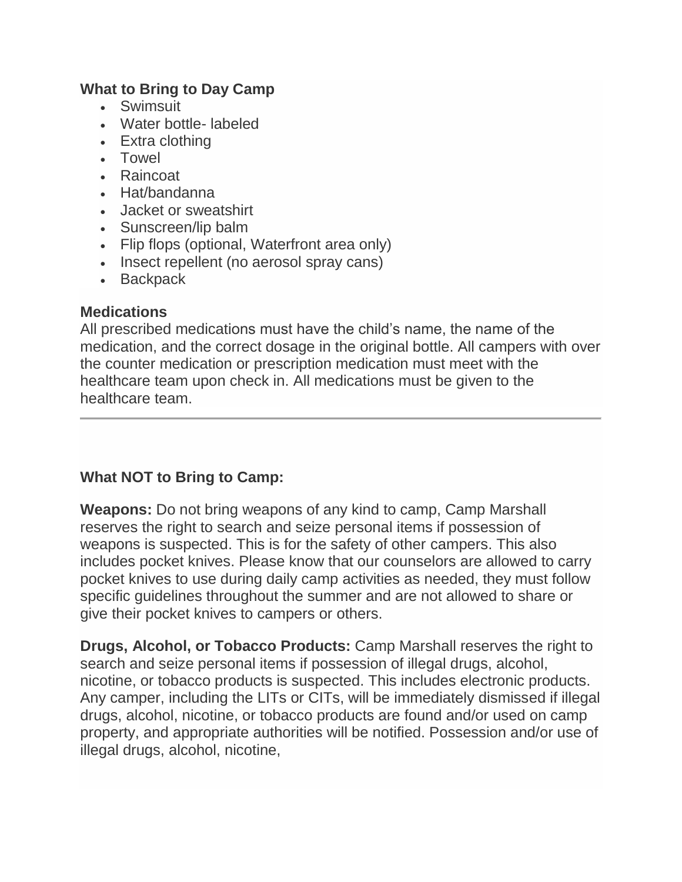**What to Bring to Day Camp**

- Swimsuit
- Water bottle- labeled
- Extra clothing
- Towel
- Raincoat
- Hat/bandanna
- Jacket or sweatshirt
- Sunscreen/lip balm
- Flip flops (optional, Waterfront area only)
- Insect repellent (no aerosol spray cans)
- Backpack

**Medications**

All prescribed medications must have the child's name, the name of the medication, and the correct dosage in the original bottle. All campers with over the counter medication or prescription medication must meet with the healthcare team upon check in. All medications must be given to the healthcare team.

---

**What NOT to Bring to Camp:**

**Weapons:** Do not bring weapons of any kind to camp, Camp Marshall reserves the right to search and seize personal items if possession of weapons is suspected. This is for the safety of other campers. This also includes pocket knives. Please know that our counselors are allowed to carry pocket knives to use during daily camp activities as needed, they must follow specific guidelines throughout the summer and are not allowed to share or give their pocket knives to campers or others.

**Drugs, Alcohol, or Tobacco Products:** Camp Marshall reserves the right to search and seize personal items if possession of illegal drugs, alcohol, nicotine, or tobacco products is suspected. This includes electronic products. Any camper, including the LITs or CITs, will be immediately dismissed if illegal drugs, alcohol, nicotine, or tobacco products are found and/or used on camp property, and appropriate authorities will be notified. Possession and/or use of illegal drugs, alcohol, nicotine,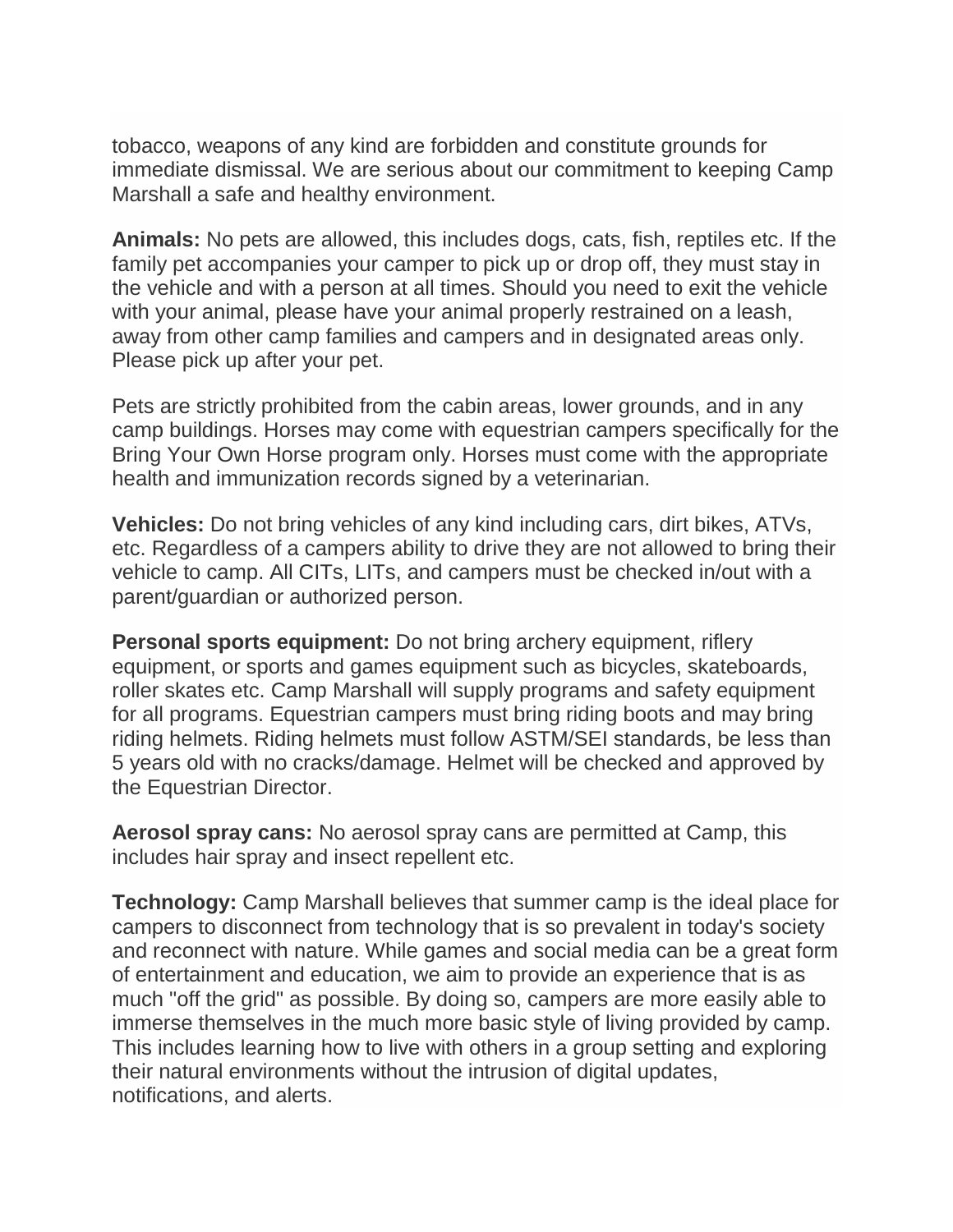tobacco, weapons of any kind are forbidden and constitute grounds for immediate dismissal. We are serious about our commitment to keeping Camp Marshall a safe and healthy environment.

**Animals:** No pets are allowed, this includes dogs, cats, fish, reptiles etc. If the family pet accompanies your camper to pick up or drop off, they must stay in the vehicle and with a person at all times. Should you need to exit the vehicle with your animal, please have your animal properly restrained on a leash, away from other camp families and campers and in designated areas only. Please pick up after your pet.

Pets are strictly prohibited from the cabin areas, lower grounds, and in any camp buildings. Horses may come with equestrian campers specifically for the Bring Your Own Horse program only. Horses must come with the appropriate health and immunization records signed by a veterinarian.

**Vehicles:** Do not bring vehicles of any kind including cars, dirt bikes, ATVs, etc. Regardless of a campers ability to drive they are not allowed to bring their vehicle to camp. All CITs, LITs, and campers must be checked in/out with a parent/guardian or authorized person.

**Personal sports equipment:** Do not bring archery equipment, riflery equipment, or sports and games equipment such as bicycles, skateboards, roller skates etc. Camp Marshall will supply programs and safety equipment for all programs. Equestrian campers must bring riding boots and may bring riding helmets. Riding helmets must follow ASTM/SEI standards, be less than 5 years old with no cracks/damage. Helmet will be checked and approved by the Equestrian Director.

**Aerosol spray cans:** No aerosol spray cans are permitted at Camp, this includes hair spray and insect repellent etc.

**Technology:** Camp Marshall believes that summer camp is the ideal place for campers to disconnect from technology that is so prevalent in today's society and reconnect with nature. While games and social media can be a great form of entertainment and education, we aim to provide an experience that is as much "off the grid" as possible. By doing so, campers are more easily able to immerse themselves in the much more basic style of living provided by camp. This includes learning how to live with others in a group setting and exploring their natural environments without the intrusion of digital updates, notifications, and alerts.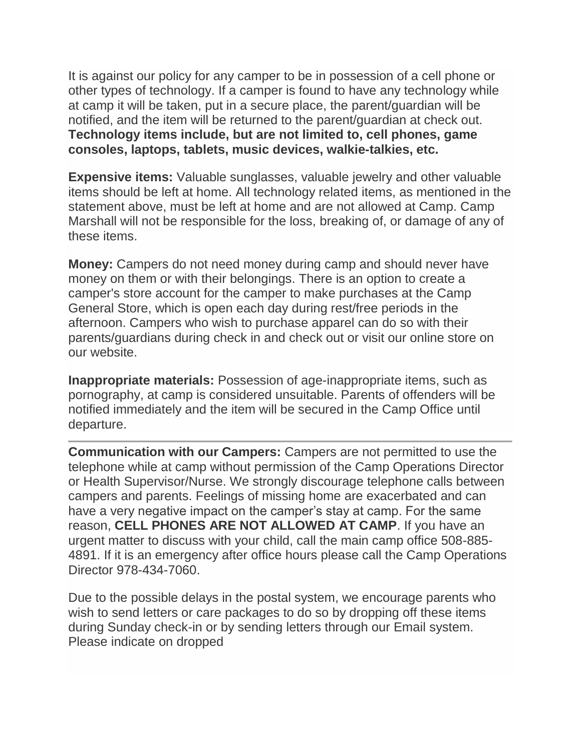It is against our policy for any camper to be in possession of a cell phone or other types of technology. If a camper is found to have any technology while at camp it will be taken, put in a secure place, the parent/guardian will be notified, and the item will be returned to the parent/guardian at check out. **Technology items include, but are not limited to, cell phones, game consoles, laptops, tablets, music devices, walkie-talkies, etc.**

**Expensive items:** Valuable sunglasses, valuable jewelry and other valuable items should be left at home. All technology related items, as mentioned in the statement above, must be left at home and are not allowed at Camp. Camp Marshall will not be responsible for the loss, breaking of, or damage of any of these items.

**Money:** Campers do not need money during camp and should never have money on them or with their belongings. There is an option to create a camper's store account for the camper to make purchases at the Camp General Store, which is open each day during rest/free periods in the afternoon. Campers who wish to purchase apparel can do so with their parents/guardians during check in and check out or visit our online store on our website.

**Inappropriate materials:** Possession of age-inappropriate items, such as pornography, at camp is considered unsuitable. Parents of offenders will be notified immediately and the item will be secured in the Camp Office until departure.

---

**Communication with our Campers:** Campers are not permitted to use the telephone while at camp without permission of the Camp Operations Director or Health Supervisor/Nurse. We strongly discourage telephone calls between campers and parents. Feelings of missing home are exacerbated and can have a very negative impact on the camper's stay at camp. For the same reason, **CELL PHONES ARE NOT ALLOWED AT CAMP**. If you have an urgent matter to discuss with your child, call the main camp office 508-885-4891. If it is an emergency after office hours please call the Camp Operations Director 978-434-7060.

Due to the possible delays in the postal system, we encourage parents who wish to send letters or care packages to do so by dropping off these items during Sunday check-in or by sending letters through our Email system. Please indicate on dropped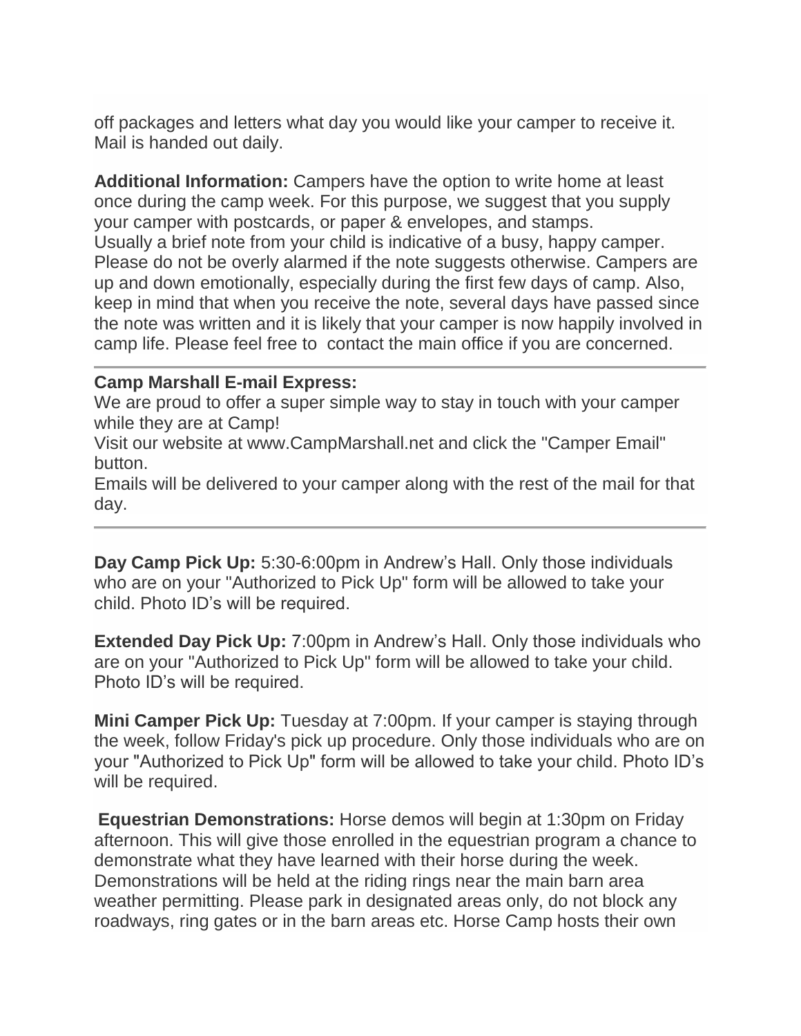off packages and letters what day you would like your camper to receive it. Mail is handed out daily.

**Additional Information:** Campers have the option to write home at least once during the camp week. For this purpose, we suggest that you supply your camper with postcards, or paper & envelopes, and stamps.
Usually a brief note from your child is indicative of a busy, happy camper. Please do not be overly alarmed if the note suggests otherwise. Campers are up and down emotionally, especially during the first few days of camp. Also, keep in mind that when you receive the note, several days have passed since the note was written and it is likely that your camper is now happily involved in camp life. Please feel free to contact the main office if you are concerned.

---

**Camp Marshall E-mail Express:**
We are proud to offer a super simple way to stay in touch with your camper while they are at Camp!
Visit our website at www.CampMarshall.net and click the "Camper Email" button.
Emails will be delivered to your camper along with the rest of the mail for that day.

---

**Day Camp Pick Up:** 5:30-6:00pm in Andrew's Hall. Only those individuals who are on your "Authorized to Pick Up" form will be allowed to take your child. Photo ID's will be required.

**Extended Day Pick Up:** 7:00pm in Andrew's Hall. Only those individuals who are on your "Authorized to Pick Up" form will be allowed to take your child. Photo ID's will be required.

**Mini Camper Pick Up:** Tuesday at 7:00pm. If your camper is staying through the week, follow Friday's pick up procedure. Only those individuals who are on your "Authorized to Pick Up" form will be allowed to take your child. Photo ID's will be required.

**Equestrian Demonstrations:** Horse demos will begin at 1:30pm on Friday afternoon. This will give those enrolled in the equestrian program a chance to demonstrate what they have learned with their horse during the week. Demonstrations will be held at the riding rings near the main barn area weather permitting. Please park in designated areas only, do not block any roadways, ring gates or in the barn areas etc. Horse Camp hosts their own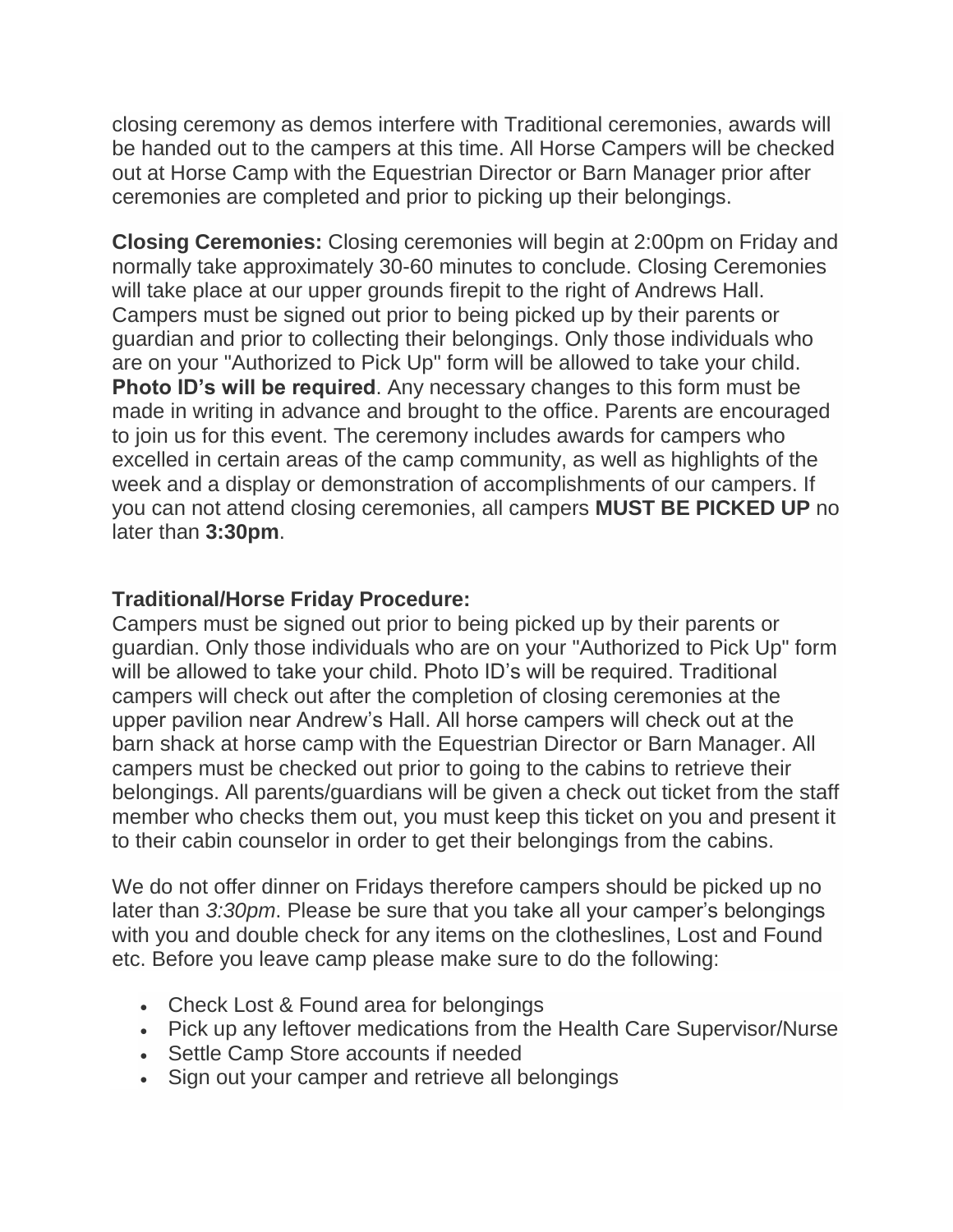closing ceremony as demos interfere with Traditional ceremonies, awards will be handed out to the campers at this time. All Horse Campers will be checked out at Horse Camp with the Equestrian Director or Barn Manager prior after ceremonies are completed and prior to picking up their belongings.

**Closing Ceremonies:** Closing ceremonies will begin at 2:00pm on Friday and normally take approximately 30-60 minutes to conclude. Closing Ceremonies will take place at our upper grounds firepit to the right of Andrews Hall. Campers must be signed out prior to being picked up by their parents or guardian and prior to collecting their belongings. Only those individuals who are on your "Authorized to Pick Up" form will be allowed to take your child. **Photo ID's will be required**. Any necessary changes to this form must be made in writing in advance and brought to the office. Parents are encouraged to join us for this event. The ceremony includes awards for campers who excelled in certain areas of the camp community, as well as highlights of the week and a display or demonstration of accomplishments of our campers. If you can not attend closing ceremonies, all campers **MUST BE PICKED UP** no later than **3:30pm**.

**Traditional/Horse Friday Procedure:**
Campers must be signed out prior to being picked up by their parents or guardian. Only those individuals who are on your "Authorized to Pick Up" form will be allowed to take your child. Photo ID's will be required. Traditional campers will check out after the completion of closing ceremonies at the upper pavilion near Andrew's Hall. All horse campers will check out at the barn shack at horse camp with the Equestrian Director or Barn Manager. All campers must be checked out prior to going to the cabins to retrieve their belongings. All parents/guardians will be given a check out ticket from the staff member who checks them out, you must keep this ticket on you and present it to their cabin counselor in order to get their belongings from the cabins.

We do not offer dinner on Fridays therefore campers should be picked up no later than *3:30pm*. Please be sure that you take all your camper's belongings with you and double check for any items on the clotheslines, Lost and Found etc. Before you leave camp please make sure to do the following:

- Check Lost & Found area for belongings
- Pick up any leftover medications from the Health Care Supervisor/Nurse
- Settle Camp Store accounts if needed
- Sign out your camper and retrieve all belongings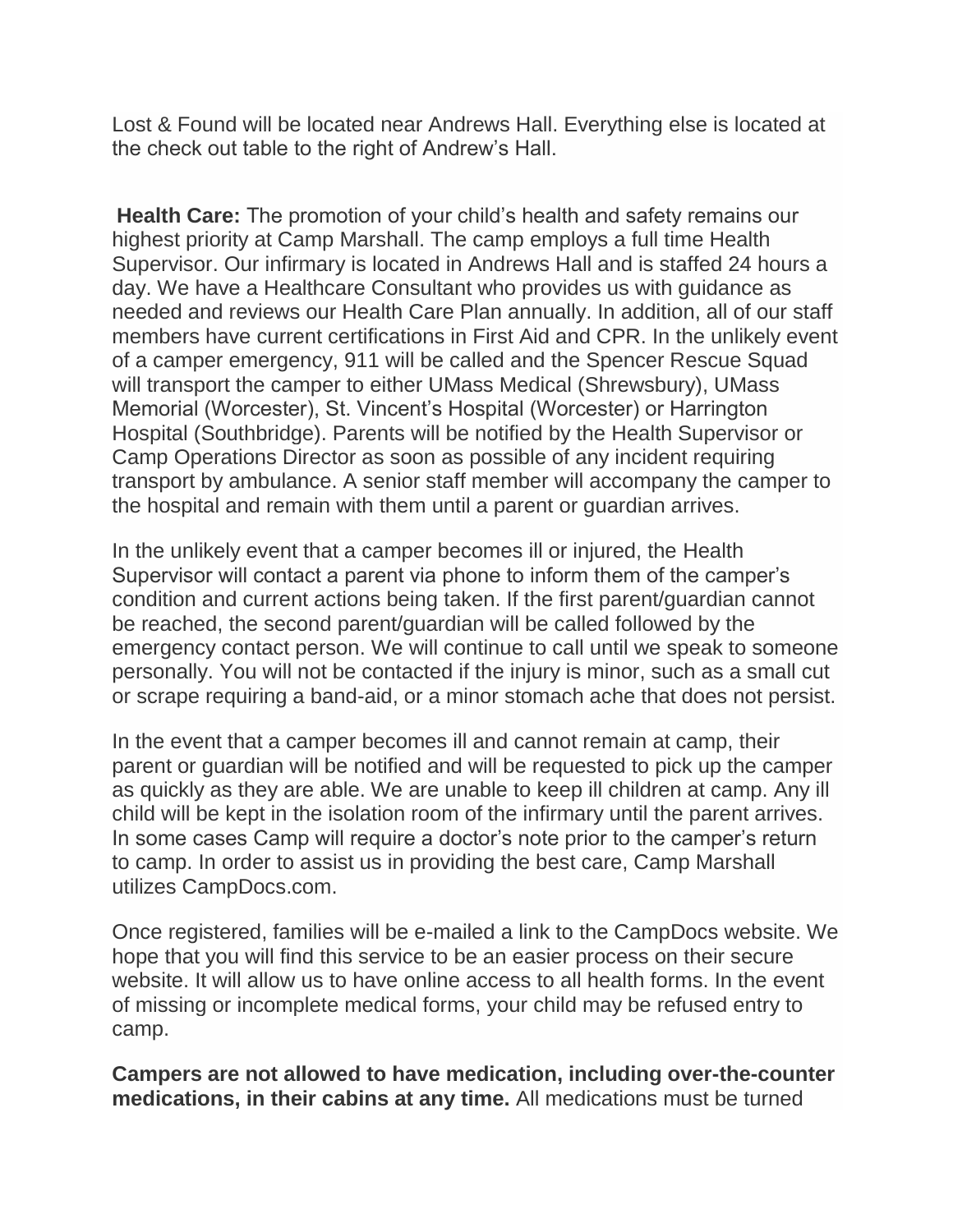Lost & Found will be located near Andrews Hall. Everything else is located at the check out table to the right of Andrew's Hall.

**Health Care:** The promotion of your child's health and safety remains our highest priority at Camp Marshall. The camp employs a full time Health Supervisor. Our infirmary is located in Andrews Hall and is staffed 24 hours a day. We have a Healthcare Consultant who provides us with guidance as needed and reviews our Health Care Plan annually. In addition, all of our staff members have current certifications in First Aid and CPR. In the unlikely event of a camper emergency, 911 will be called and the Spencer Rescue Squad will transport the camper to either UMass Medical (Shrewsbury), UMass Memorial (Worcester), St. Vincent's Hospital (Worcester) or Harrington Hospital (Southbridge). Parents will be notified by the Health Supervisor or Camp Operations Director as soon as possible of any incident requiring transport by ambulance. A senior staff member will accompany the camper to the hospital and remain with them until a parent or guardian arrives.

In the unlikely event that a camper becomes ill or injured, the Health Supervisor will contact a parent via phone to inform them of the camper's condition and current actions being taken. If the first parent/guardian cannot be reached, the second parent/guardian will be called followed by the emergency contact person. We will continue to call until we speak to someone personally. You will not be contacted if the injury is minor, such as a small cut or scrape requiring a band-aid, or a minor stomach ache that does not persist.

In the event that a camper becomes ill and cannot remain at camp, their parent or guardian will be notified and will be requested to pick up the camper as quickly as they are able. We are unable to keep ill children at camp. Any ill child will be kept in the isolation room of the infirmary until the parent arrives. In some cases Camp will require a doctor's note prior to the camper's return to camp. In order to assist us in providing the best care, Camp Marshall utilizes CampDocs.com.

Once registered, families will be e-mailed a link to the CampDocs website. We hope that you will find this service to be an easier process on their secure website. It will allow us to have online access to all health forms. In the event of missing or incomplete medical forms, your child may be refused entry to camp.

**Campers are not allowed to have medication, including over-the-counter medications, in their cabins at any time.** All medications must be turned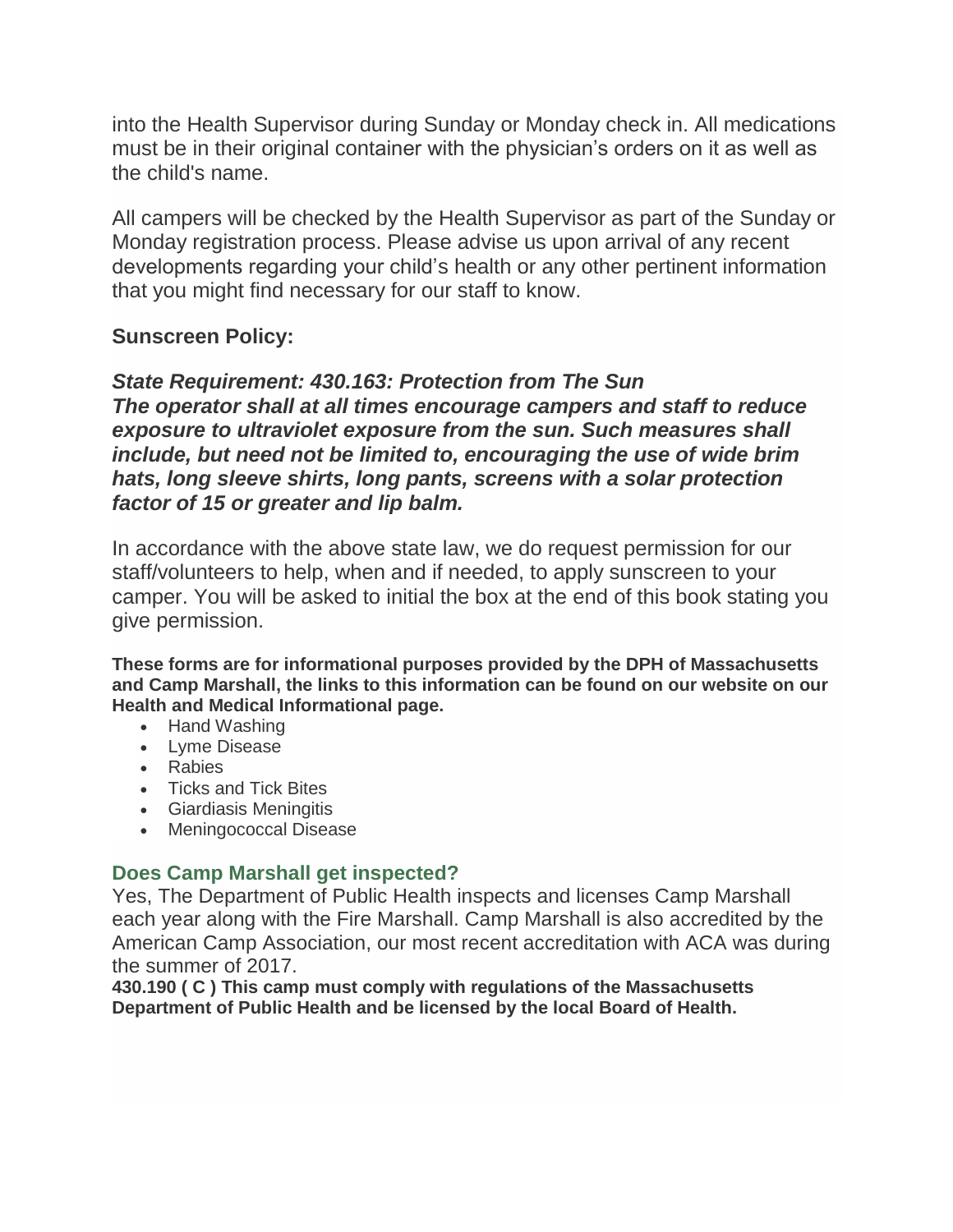into the Health Supervisor during Sunday or Monday check in. All medications must be in their original container with the physician's orders on it as well as the child's name.

All campers will be checked by the Health Supervisor as part of the Sunday or Monday registration process. Please advise us upon arrival of any recent developments regarding your child's health or any other pertinent information that you might find necessary for our staff to know.

**Sunscreen Policy:**

***State Requirement: 430.163: Protection from The Sun***
***The operator shall at all times encourage campers and staff to reduce exposure to ultraviolet exposure from the sun. Such measures shall include, but need not be limited to, encouraging the use of wide brim hats, long sleeve shirts, long pants, screens with a solar protection factor of 15 or greater and lip balm.***

In accordance with the above state law, we do request permission for our staff/volunteers to help, when and if needed, to apply sunscreen to your camper. You will be asked to initial the box at the end of this book stating you give permission.

**These forms are for informational purposes provided by the DPH of Massachusetts and Camp Marshall, the links to this information can be found on our website on our Health and Medical Informational page.**

- Hand Washing
- Lyme Disease
- Rabies
- Ticks and Tick Bites
- Giardiasis Meningitis
- Meningococcal Disease

### Does Camp Marshall get inspected?

Yes, The Department of Public Health inspects and licenses Camp Marshall each year along with the Fire Marshall. Camp Marshall is also accredited by the American Camp Association, our most recent accreditation with ACA was during the summer of 2017.

**430.190 ( C ) This camp must comply with regulations of the Massachusetts Department of Public Health and be licensed by the local Board of Health.**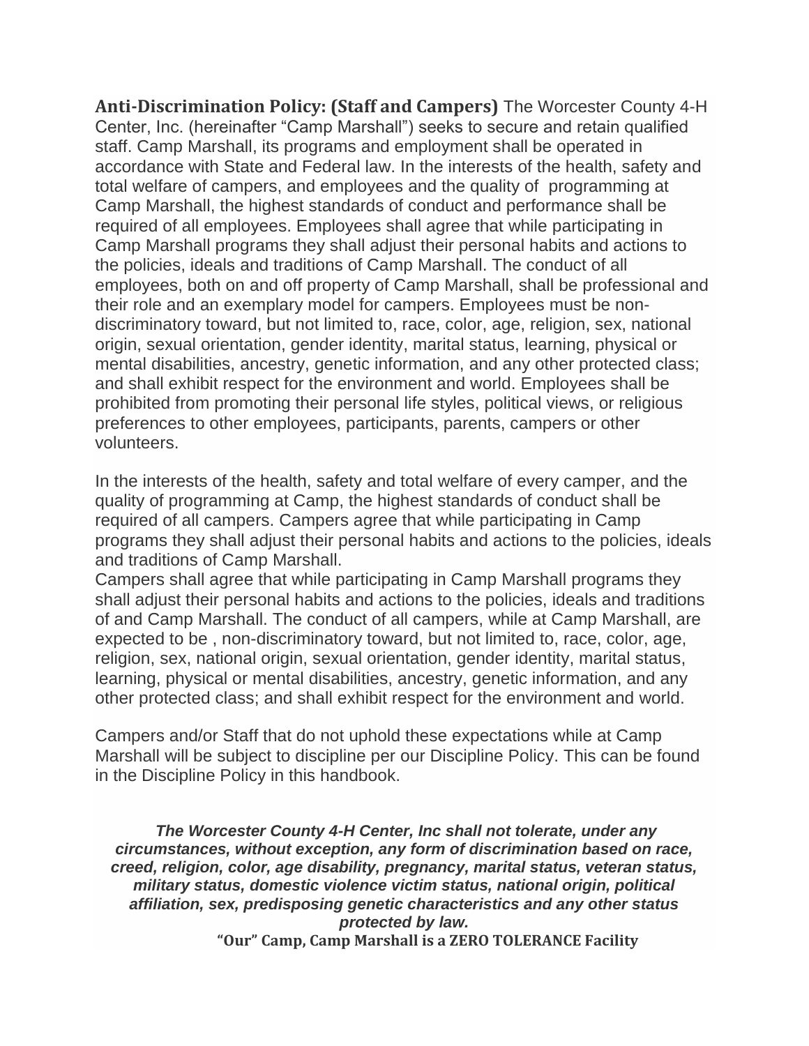**Anti-Discrimination Policy: (Staff and Campers)** The Worcester County 4-H Center, Inc. (hereinafter "Camp Marshall") seeks to secure and retain qualified staff. Camp Marshall, its programs and employment shall be operated in accordance with State and Federal law. In the interests of the health, safety and total welfare of campers, and employees and the quality of programming at Camp Marshall, the highest standards of conduct and performance shall be required of all employees. Employees shall agree that while participating in Camp Marshall programs they shall adjust their personal habits and actions to the policies, ideals and traditions of Camp Marshall. The conduct of all employees, both on and off property of Camp Marshall, shall be professional and their role and an exemplary model for campers. Employees must be non-discriminatory toward, but not limited to, race, color, age, religion, sex, national origin, sexual orientation, gender identity, marital status, learning, physical or mental disabilities, ancestry, genetic information, and any other protected class; and shall exhibit respect for the environment and world. Employees shall be prohibited from promoting their personal life styles, political views, or religious preferences to other employees, participants, parents, campers or other volunteers.

In the interests of the health, safety and total welfare of every camper, and the quality of programming at Camp, the highest standards of conduct shall be required of all campers. Campers agree that while participating in Camp programs they shall adjust their personal habits and actions to the policies, ideals and traditions of Camp Marshall.
Campers shall agree that while participating in Camp Marshall programs they shall adjust their personal habits and actions to the policies, ideals and traditions of and Camp Marshall. The conduct of all campers, while at Camp Marshall, are expected to be , non-discriminatory toward, but not limited to, race, color, age, religion, sex, national origin, sexual orientation, gender identity, marital status, learning, physical or mental disabilities, ancestry, genetic information, and any other protected class; and shall exhibit respect for the environment and world.

Campers and/or Staff that do not uphold these expectations while at Camp Marshall will be subject to discipline per our Discipline Policy. This can be found in the Discipline Policy in this handbook.

***The Worcester County 4-H Center, Inc shall not tolerate, under any circumstances, without exception, any form of discrimination based on race, creed, religion, color, age disability, pregnancy, marital status, veteran status, military status, domestic violence victim status, national origin, political affiliation, sex, predisposing genetic characteristics and any other status protected by law.***

**"Our" Camp, Camp Marshall is a ZERO TOLERANCE Facility**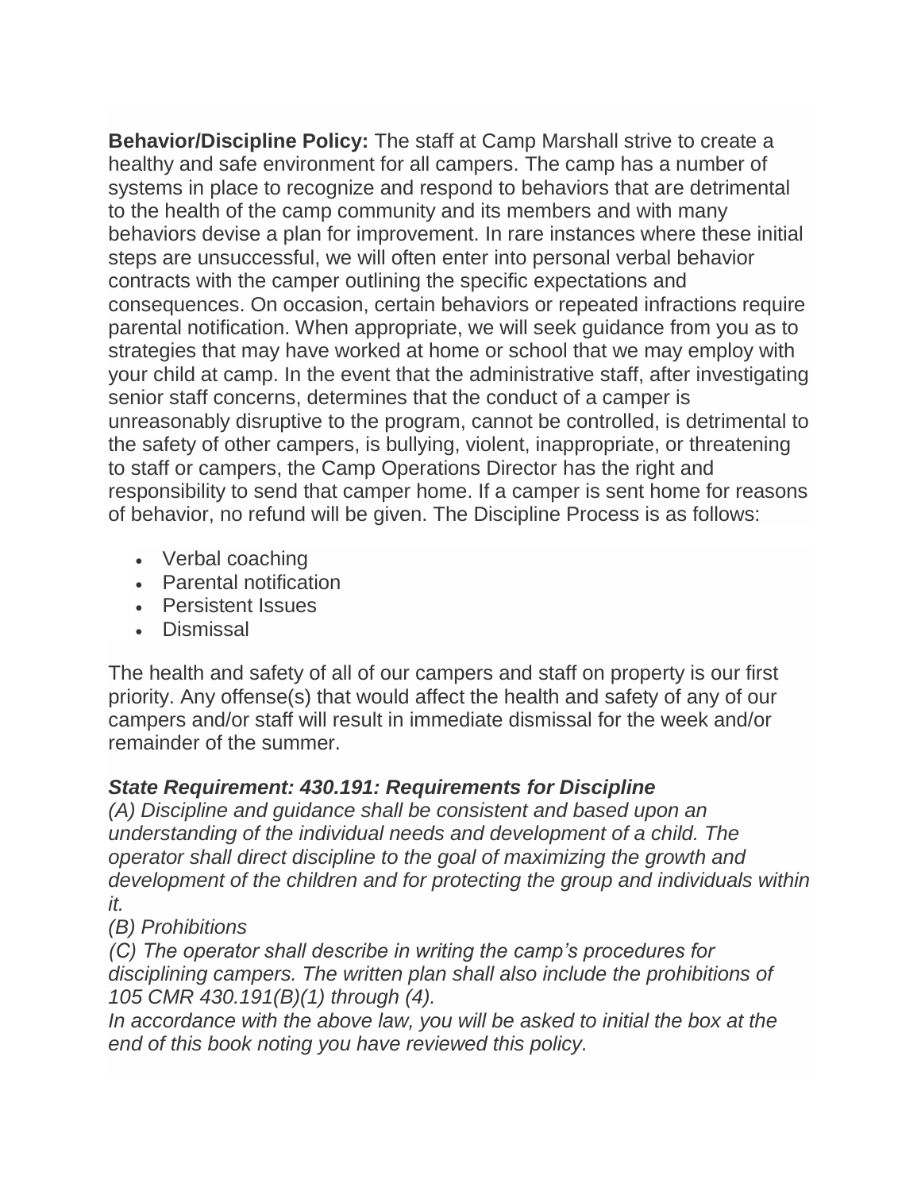**Behavior/Discipline Policy:** The staff at Camp Marshall strive to create a healthy and safe environment for all campers. The camp has a number of systems in place to recognize and respond to behaviors that are detrimental to the health of the camp community and its members and with many behaviors devise a plan for improvement. In rare instances where these initial steps are unsuccessful, we will often enter into personal verbal behavior contracts with the camper outlining the specific expectations and consequences. On occasion, certain behaviors or repeated infractions require parental notification. When appropriate, we will seek guidance from you as to strategies that may have worked at home or school that we may employ with your child at camp. In the event that the administrative staff, after investigating senior staff concerns, determines that the conduct of a camper is unreasonably disruptive to the program, cannot be controlled, is detrimental to the safety of other campers, is bullying, violent, inappropriate, or threatening to staff or campers, the Camp Operations Director has the right and responsibility to send that camper home. If a camper is sent home for reasons of behavior, no refund will be given. The Discipline Process is as follows:

- Verbal coaching
- Parental notification
- Persistent Issues
- Dismissal

The health and safety of all of our campers and staff on property is our first priority. Any offense(s) that would affect the health and safety of any of our campers and/or staff will result in immediate dismissal for the week and/or remainder of the summer.

### *State Requirement: 430.191: Requirements for Discipline*

*(A) Discipline and guidance shall be consistent and based upon an understanding of the individual needs and development of a child. The operator shall direct discipline to the goal of maximizing the growth and development of the children and for protecting the group and individuals within it.*
*(B) Prohibitions*
*(C) The operator shall describe in writing the camp's procedures for disciplining campers. The written plan shall also include the prohibitions of 105 CMR 430.191(B)(1) through (4).*
*In accordance with the above law, you will be asked to initial the box at the end of this book noting you have reviewed this policy.*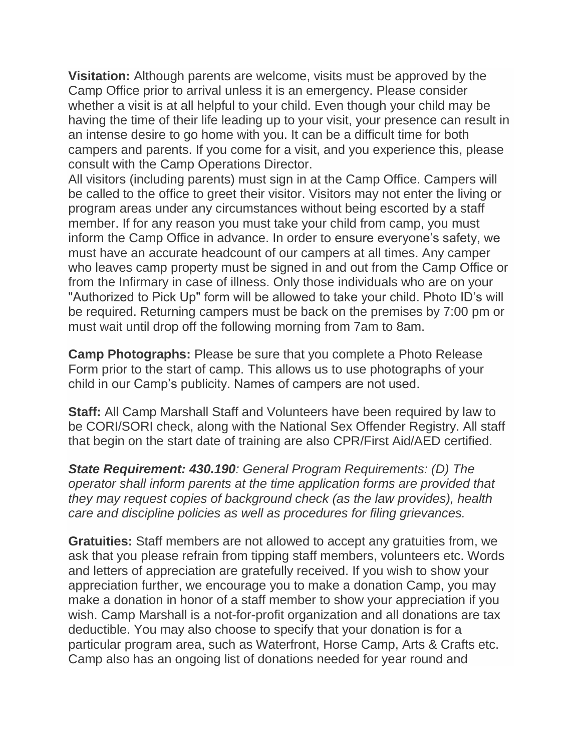**Visitation:** Although parents are welcome, visits must be approved by the Camp Office prior to arrival unless it is an emergency. Please consider whether a visit is at all helpful to your child. Even though your child may be having the time of their life leading up to your visit, your presence can result in an intense desire to go home with you. It can be a difficult time for both campers and parents. If you come for a visit, and you experience this, please consult with the Camp Operations Director.
All visitors (including parents) must sign in at the Camp Office. Campers will be called to the office to greet their visitor. Visitors may not enter the living or program areas under any circumstances without being escorted by a staff member. If for any reason you must take your child from camp, you must inform the Camp Office in advance. In order to ensure everyone's safety, we must have an accurate headcount of our campers at all times. Any camper who leaves camp property must be signed in and out from the Camp Office or from the Infirmary in case of illness. Only those individuals who are on your "Authorized to Pick Up" form will be allowed to take your child. Photo ID's will be required. Returning campers must be back on the premises by 7:00 pm or must wait until drop off the following morning from 7am to 8am.

**Camp Photographs:** Please be sure that you complete a Photo Release Form prior to the start of camp. This allows us to use photographs of your child in our Camp's publicity. Names of campers are not used.

**Staff:** All Camp Marshall Staff and Volunteers have been required by law to be CORI/SORI check, along with the National Sex Offender Registry. All staff that begin on the start date of training are also CPR/First Aid/AED certified.

***State Requirement: 430.190****: General Program Requirements: (D) The operator shall inform parents at the time application forms are provided that they may request copies of background check (as the law provides), health care and discipline policies as well as procedures for filing grievances.*

**Gratuities:** Staff members are not allowed to accept any gratuities from, we ask that you please refrain from tipping staff members, volunteers etc. Words and letters of appreciation are gratefully received. If you wish to show your appreciation further, we encourage you to make a donation Camp, you may make a donation in honor of a staff member to show your appreciation if you wish. Camp Marshall is a not-for-profit organization and all donations are tax deductible. You may also choose to specify that your donation is for a particular program area, such as Waterfront, Horse Camp, Arts & Crafts etc. Camp also has an ongoing list of donations needed for year round and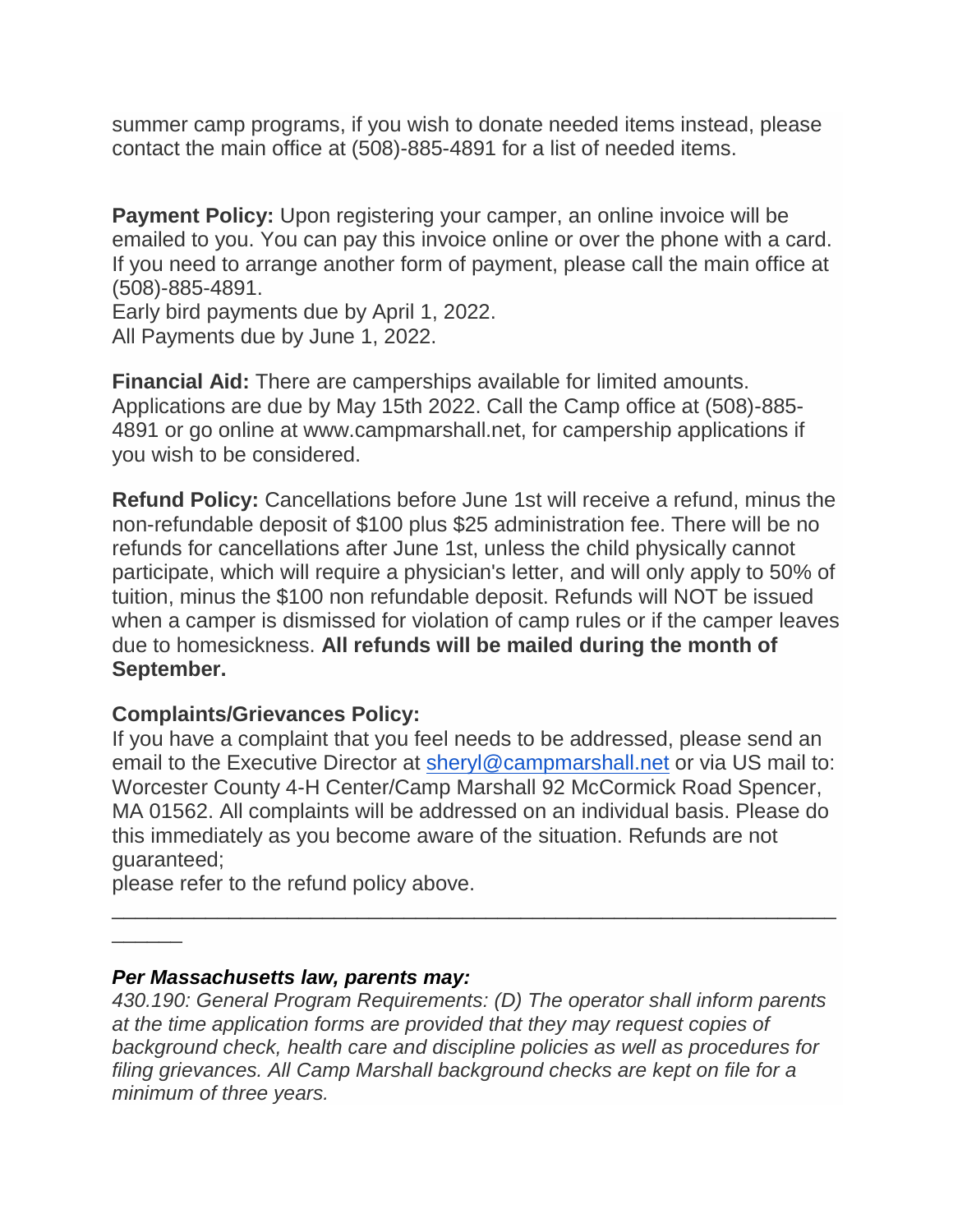summer camp programs, if you wish to donate needed items instead, please contact the main office at (508)-885-4891 for a list of needed items.

**Payment Policy:** Upon registering your camper, an online invoice will be emailed to you. You can pay this invoice online or over the phone with a card. If you need to arrange another form of payment, please call the main office at (508)-885-4891.
Early bird payments due by April 1, 2022.
All Payments due by June 1, 2022.

**Financial Aid:** There are camperships available for limited amounts. Applications are due by May 15th 2022. Call the Camp office at (508)-885-4891 or go online at www.campmarshall.net, for campership applications if you wish to be considered.

**Refund Policy:** Cancellations before June 1st will receive a refund, minus the non-refundable deposit of $100 plus $25 administration fee. There will be no refunds for cancellations after June 1st, unless the child physically cannot participate, which will require a physician's letter, and will only apply to 50% of tuition, minus the $100 non refundable deposit. Refunds will NOT be issued when a camper is dismissed for violation of camp rules or if the camper leaves due to homesickness. **All refunds will be mailed during the month of September.**

**Complaints/Grievances Policy:**
If you have a complaint that you feel needs to be addressed, please send an email to the Executive Director at sheryl@campmarshall.net or via US mail to: Worcester County 4-H Center/Camp Marshall 92 McCormick Road Spencer, MA 01562. All complaints will be addressed on an individual basis. Please do this immediately as you become aware of the situation. Refunds are not guaranteed;
please refer to the refund policy above.

---

***Per Massachusetts law, parents may:***
*430.190: General Program Requirements: (D) The operator shall inform parents at the time application forms are provided that they may request copies of background check, health care and discipline policies as well as procedures for filing grievances. All Camp Marshall background checks are kept on file for a minimum of three years.*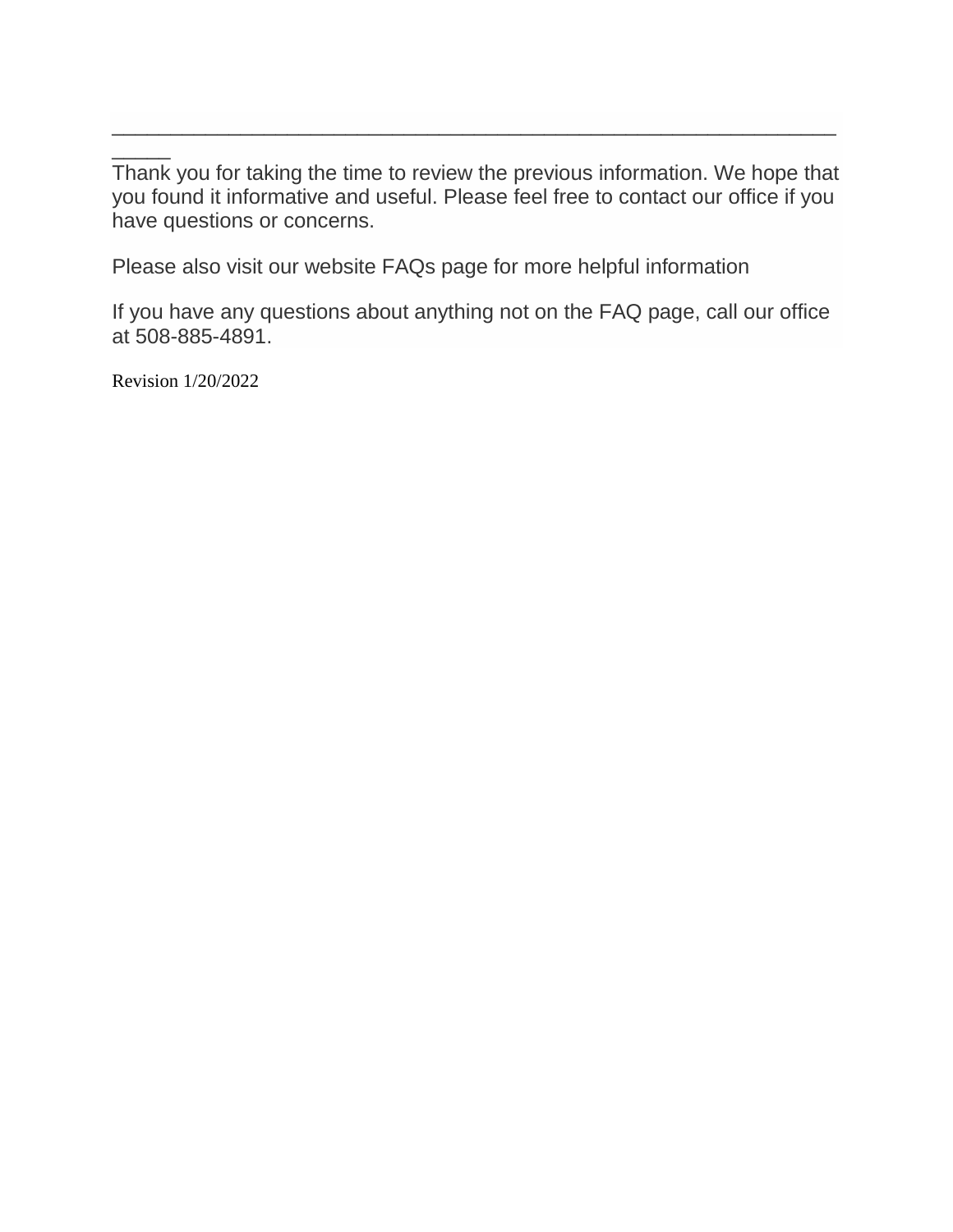---

Thank you for taking the time to review the previous information. We hope that you found it informative and useful. Please feel free to contact our office if you have questions or concerns.

Please also visit our website FAQs page for more helpful information

If you have any questions about anything not on the FAQ page, call our office at 508-885-4891.

Revision 1/20/2022